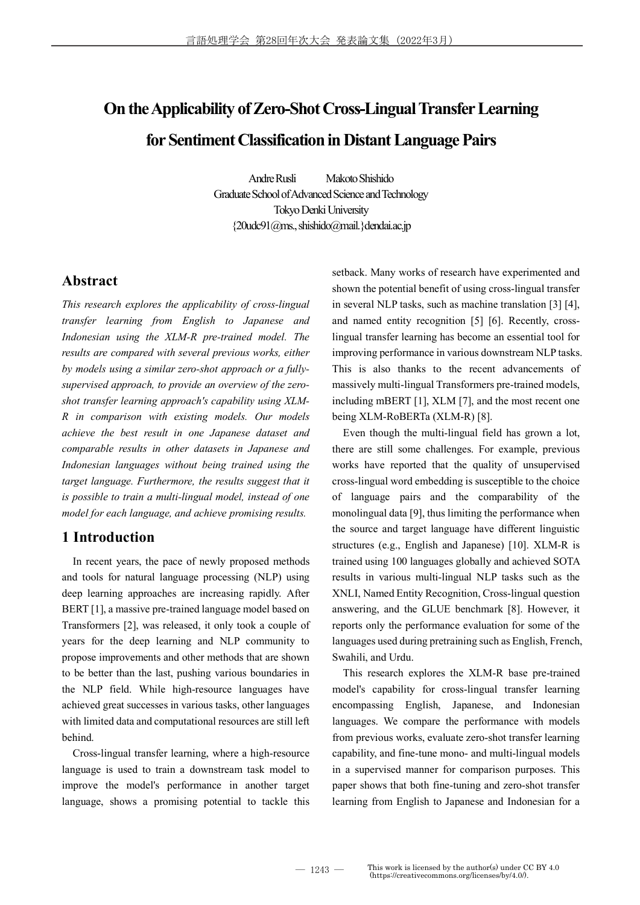# On the Applicability of Zero-Shot Cross-Lingual Transfer Learning for Sentiment Classification in Distant Language Pairs

Andre Rusli　　Makoto Shishido
Graduate School of Advanced Science and Technology
Tokyo Denki University
{20udc91@ms., shishido@mail.}dendai.ac.jp

## Abstract

*This research explores the applicability of cross-lingual transfer learning from English to Japanese and Indonesian using the XLM-R pre-trained model. The results are compared with several previous works, either by models using a similar zero-shot approach or a fully-supervised approach, to provide an overview of the zero-shot transfer learning approach's capability using XLM-R in comparison with existing models. Our models achieve the best result in one Japanese dataset and comparable results in other datasets in Japanese and Indonesian languages without being trained using the target language. Furthermore, the results suggest that it is possible to train a multi-lingual model, instead of one model for each language, and achieve promising results.*

## 1 Introduction

In recent years, the pace of newly proposed methods and tools for natural language processing (NLP) using deep learning approaches are increasing rapidly. After BERT [1], a massive pre-trained language model based on Transformers [2], was released, it only took a couple of years for the deep learning and NLP community to propose improvements and other methods that are shown to be better than the last, pushing various boundaries in the NLP field. While high-resource languages have achieved great successes in various tasks, other languages with limited data and computational resources are still left behind.

Cross-lingual transfer learning, where a high-resource language is used to train a downstream task model to improve the model's performance in another target language, shows a promising potential to tackle this setback. Many works of research have experimented and shown the potential benefit of using cross-lingual transfer in several NLP tasks, such as machine translation [3] [4], and named entity recognition [5] [6]. Recently, cross-lingual transfer learning has become an essential tool for improving performance in various downstream NLP tasks. This is also thanks to the recent advancements of massively multi-lingual Transformers pre-trained models, including mBERT [1], XLM [7], and the most recent one being XLM-RoBERTa (XLM-R) [8].

Even though the multi-lingual field has grown a lot, there are still some challenges. For example, previous works have reported that the quality of unsupervised cross-lingual word embedding is susceptible to the choice of language pairs and the comparability of the monolingual data [9], thus limiting the performance when the source and target language have different linguistic structures (e.g., English and Japanese) [10]. XLM-R is trained using 100 languages globally and achieved SOTA results in various multi-lingual NLP tasks such as the XNLI, Named Entity Recognition, Cross-lingual question answering, and the GLUE benchmark [8]. However, it reports only the performance evaluation for some of the languages used during pretraining such as English, French, Swahili, and Urdu.

This research explores the XLM-R base pre-trained model's capability for cross-lingual transfer learning encompassing English, Japanese, and Indonesian languages. We compare the performance with models from previous works, evaluate zero-shot transfer learning capability, and fine-tune mono- and multi-lingual models in a supervised manner for comparison purposes. This paper shows that both fine-tuning and zero-shot transfer learning from English to Japanese and Indonesian for a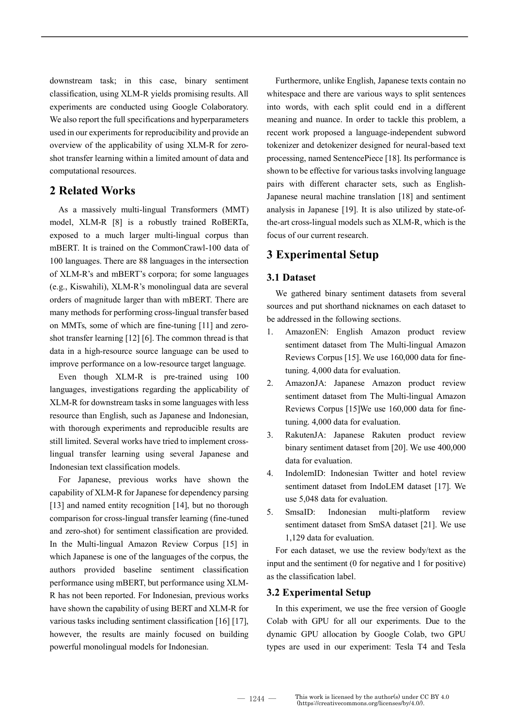downstream task; in this case, binary sentiment classification, using XLM-R yields promising results. All experiments are conducted using Google Colaboratory. We also report the full specifications and hyperparameters used in our experiments for reproducibility and provide an overview of the applicability of using XLM-R for zero-shot transfer learning within a limited amount of data and computational resources.

## 2 Related Works

As a massively multi-lingual Transformers (MMT) model, XLM-R [8] is a robustly trained RoBERTa, exposed to a much larger multi-lingual corpus than mBERT. It is trained on the CommonCrawl-100 data of 100 languages. There are 88 languages in the intersection of XLM-R's and mBERT's corpora; for some languages (e.g., Kiswahili), XLM-R's monolingual data are several orders of magnitude larger than with mBERT. There are many methods for performing cross-lingual transfer based on MMTs, some of which are fine-tuning [11] and zero-shot transfer learning [12] [6]. The common thread is that data in a high-resource source language can be used to improve performance on a low-resource target language.

Even though XLM-R is pre-trained using 100 languages, investigations regarding the applicability of XLM-R for downstream tasks in some languages with less resource than English, such as Japanese and Indonesian, with thorough experiments and reproducible results are still limited. Several works have tried to implement cross-lingual transfer learning using several Japanese and Indonesian text classification models.

For Japanese, previous works have shown the capability of XLM-R for Japanese for dependency parsing [13] and named entity recognition [14], but no thorough comparison for cross-lingual transfer learning (fine-tuned and zero-shot) for sentiment classification are provided. In the Multi-lingual Amazon Review Corpus [15] in which Japanese is one of the languages of the corpus, the authors provided baseline sentiment classification performance using mBERT, but performance using XLM-R has not been reported. For Indonesian, previous works have shown the capability of using BERT and XLM-R for various tasks including sentiment classification [16] [17], however, the results are mainly focused on building powerful monolingual models for Indonesian.

Furthermore, unlike English, Japanese texts contain no whitespace and there are various ways to split sentences into words, with each split could end in a different meaning and nuance. In order to tackle this problem, a recent work proposed a language-independent subword tokenizer and detokenizer designed for neural-based text processing, named SentencePiece [18]. Its performance is shown to be effective for various tasks involving language pairs with different character sets, such as English-Japanese neural machine translation [18] and sentiment analysis in Japanese [19]. It is also utilized by state-of-the-art cross-lingual models such as XLM-R, which is the focus of our current research.

## 3 Experimental Setup

### 3.1 Dataset

We gathered binary sentiment datasets from several sources and put shorthand nicknames on each dataset to be addressed in the following sections.

1. AmazonEN: English Amazon product review sentiment dataset from The Multi-lingual Amazon Reviews Corpus [15]. We use 160,000 data for fine-tuning. 4,000 data for evaluation.
2. AmazonJA: Japanese Amazon product review sentiment dataset from The Multi-lingual Amazon Reviews Corpus [15]We use 160,000 data for fine-tuning. 4,000 data for evaluation.
3. RakutenJA: Japanese Rakuten product review binary sentiment dataset from [20]. We use 400,000 data for evaluation.
4. IndolemID: Indonesian Twitter and hotel review sentiment dataset from IndoLEM dataset [17]. We use 5,048 data for evaluation.
5. SmsaID: Indonesian multi-platform review sentiment dataset from SmSA dataset [21]. We use 1,129 data for evaluation.

For each dataset, we use the review body/text as the input and the sentiment (0 for negative and 1 for positive) as the classification label.

### 3.2 Experimental Setup

In this experiment, we use the free version of Google Colab with GPU for all our experiments. Due to the dynamic GPU allocation by Google Colab, two GPU types are used in our experiment: Tesla T4 and Tesla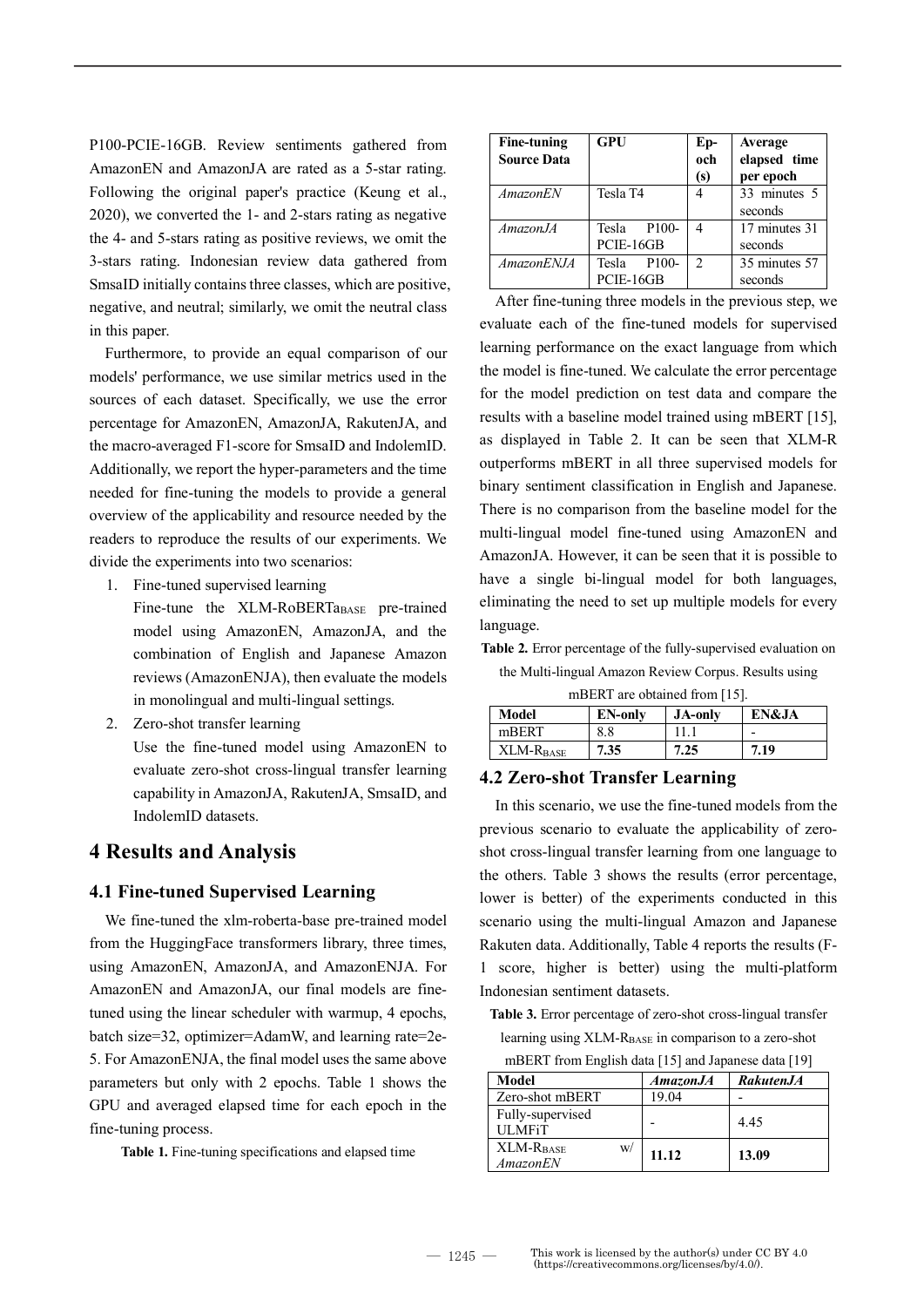P100-PCIE-16GB. Review sentiments gathered from AmazonEN and AmazonJA are rated as a 5-star rating. Following the original paper's practice (Keung et al., 2020), we converted the 1- and 2-stars rating as negative the 4- and 5-stars rating as positive reviews, we omit the 3-stars rating. Indonesian review data gathered from SmsaID initially contains three classes, which are positive, negative, and neutral; similarly, we omit the neutral class in this paper.

Furthermore, to provide an equal comparison of our models' performance, we use similar metrics used in the sources of each dataset. Specifically, we use the error percentage for AmazonEN, AmazonJA, RakutenJA, and the macro-averaged F1-score for SmsaID and IndolemID. Additionally, we report the hyper-parameters and the time needed for fine-tuning the models to provide a general overview of the applicability and resource needed by the readers to reproduce the results of our experiments. We divide the experiments into two scenarios:

1. Fine-tuned supervised learning
   Fine-tune the XLM-RoBERTa$_{\text{BASE}}$ pre-trained model using AmazonEN, AmazonJA, and the combination of English and Japanese Amazon reviews (AmazonENJA), then evaluate the models in monolingual and multi-lingual settings.
2. Zero-shot transfer learning
   Use the fine-tuned model using AmazonEN to evaluate zero-shot cross-lingual transfer learning capability in AmazonJA, RakutenJA, SmsaID, and IndolemID datasets.

# 4 Results and Analysis

## 4.1 Fine-tuned Supervised Learning

We fine-tuned the xlm-roberta-base pre-trained model from the HuggingFace transformers library, three times, using AmazonEN, AmazonJA, and AmazonENJA. For AmazonEN and AmazonJA, our final models are fine-tuned using the linear scheduler with warmup, 4 epochs, batch size=32, optimizer=AdamW, and learning rate=2e-5. For AmazonENJA, the final model uses the same above parameters but only with 2 epochs. Table 1 shows the GPU and averaged elapsed time for each epoch in the fine-tuning process.

**Table 1.** Fine-tuning specifications and elapsed time

| Fine-tuning Source Data | GPU | Epoch (s) | Average elapsed time per epoch |
|---|---|---|---|
| *AmazonEN* | Tesla T4 | 4 | 33 minutes 5 seconds |
| *AmazonJA* | Tesla P100-PCIE-16GB | 4 | 17 minutes 31 seconds |
| *AmazonENJA* | Tesla P100-PCIE-16GB | 2 | 35 minutes 57 seconds |

After fine-tuning three models in the previous step, we evaluate each of the fine-tuned models for supervised learning performance on the exact language from which the model is fine-tuned. We calculate the error percentage for the model prediction on test data and compare the results with a baseline model trained using mBERT [15], as displayed in Table 2. It can be seen that XLM-R outperforms mBERT in all three supervised models for binary sentiment classification in English and Japanese. There is no comparison from the baseline model for the multi-lingual model fine-tuned using AmazonEN and AmazonJA. However, it can be seen that it is possible to have a single bi-lingual model for both languages, eliminating the need to set up multiple models for every language.

**Table 2.** Error percentage of the fully-supervised evaluation on the Multi-lingual Amazon Review Corpus. Results using mBERT are obtained from [15].

| Model | EN-only | JA-only | EN&JA |
|---|---|---|---|
| mBERT | 8.8 | 11.1 | - |
| XLM-R$_{\text{BASE}}$ | **7.35** | **7.25** | **7.19** |

## 4.2 Zero-shot Transfer Learning

In this scenario, we use the fine-tuned models from the previous scenario to evaluate the applicability of zero-shot cross-lingual transfer learning from one language to the others. Table 3 shows the results (error percentage, lower is better) of the experiments conducted in this scenario using the multi-lingual Amazon and Japanese Rakuten data. Additionally, Table 4 reports the results (F-1 score, higher is better) using the multi-platform Indonesian sentiment datasets.

**Table 3.** Error percentage of zero-shot cross-lingual transfer learning using XLM-R$_{\text{BASE}}$ in comparison to a zero-shot mBERT from English data [15] and Japanese data [19]

| Model | *AmazonJA* | *RakutenJA* |
|---|---|---|
| Zero-shot mBERT | 19.04 | - |
| Fully-supervised ULMFiT | - | 4.45 |
| XLM-R$_{\text{BASE}}$ w/ *AmazonEN* | **11.12** | **13.09** |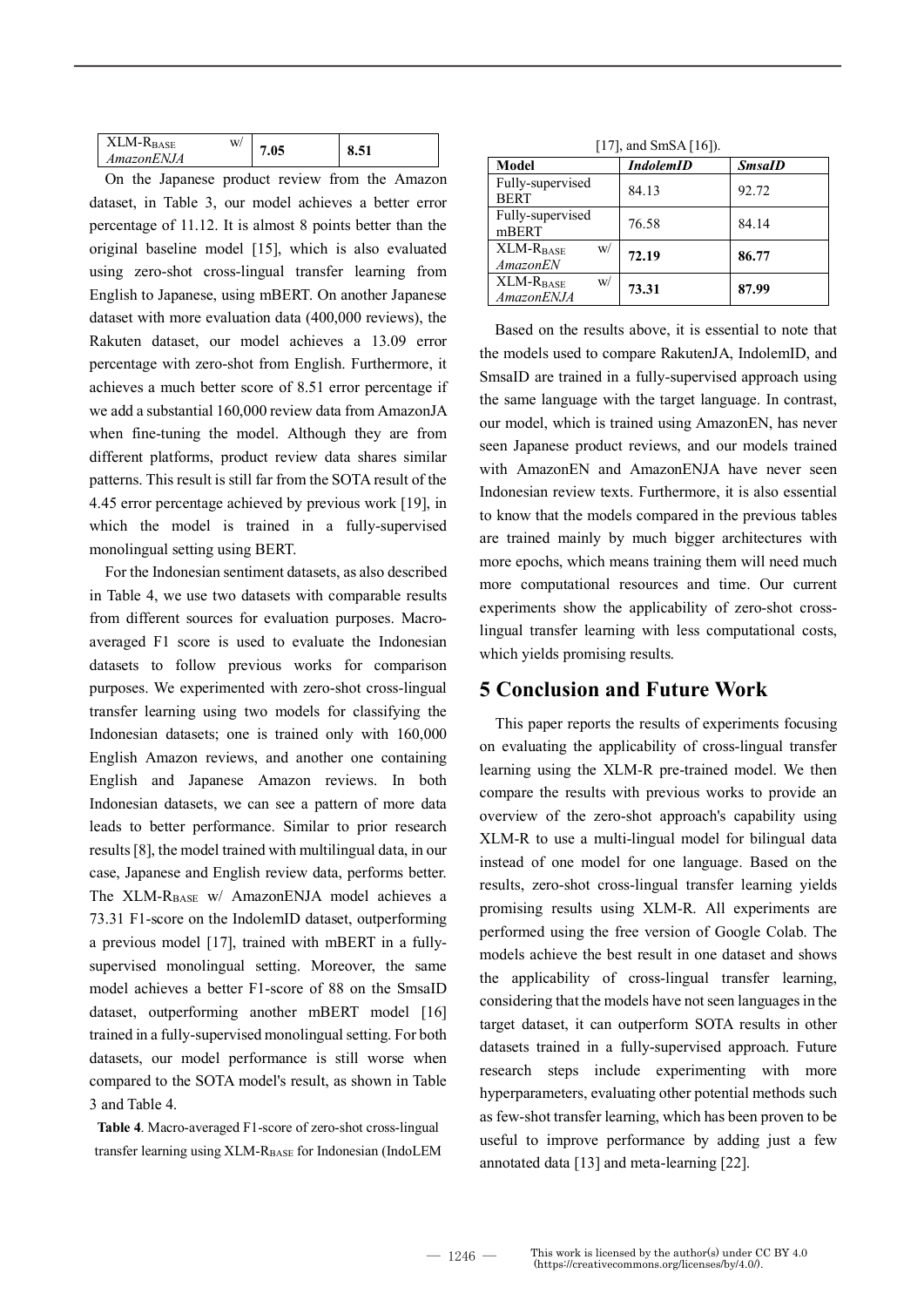| | | |
|---|---|---|
| XLM-$R_{BASE}$ w/ *AmazonENJA* | **7.05** | **8.51** |

On the Japanese product review from the Amazon dataset, in Table 3, our model achieves a better error percentage of 11.12. It is almost 8 points better than the original baseline model [15], which is also evaluated using zero-shot cross-lingual transfer learning from English to Japanese, using mBERT. On another Japanese dataset with more evaluation data (400,000 reviews), the Rakuten dataset, our model achieves a 13.09 error percentage with zero-shot from English. Furthermore, it achieves a much better score of 8.51 error percentage if we add a substantial 160,000 review data from AmazonJA when fine-tuning the model. Although they are from different platforms, product review data shares similar patterns. This result is still far from the SOTA result of the 4.45 error percentage achieved by previous work [19], in which the model is trained in a fully-supervised monolingual setting using BERT.

For the Indonesian sentiment datasets, as also described in Table 4, we use two datasets with comparable results from different sources for evaluation purposes. Macro-averaged F1 score is used to evaluate the Indonesian datasets to follow previous works for comparison purposes. We experimented with zero-shot cross-lingual transfer learning using two models for classifying the Indonesian datasets; one is trained only with 160,000 English Amazon reviews, and another one containing English and Japanese Amazon reviews. In both Indonesian datasets, we can see a pattern of more data leads to better performance. Similar to prior research results [8], the model trained with multilingual data, in our case, Japanese and English review data, performs better. The XLM-$R_{BASE}$ w/ AmazonENJA model achieves a 73.31 F1-score on the IndolemID dataset, outperforming a previous model [17], trained with mBERT in a fully-supervised monolingual setting. Moreover, the same model achieves a better F1-score of 88 on the SmsaID dataset, outperforming another mBERT model [16] trained in a fully-supervised monolingual setting. For both datasets, our model performance is still worse when compared to the SOTA model's result, as shown in Table 3 and Table 4.

**Table 4**. Macro-averaged F1-score of zero-shot cross-lingual transfer learning using XLM-$R_{BASE}$ for Indonesian (IndoLEM [17], and SmSA [16]).

| Model | *IndolemID* | *SmsaID* |
|---|---|---|
| Fully-supervised BERT | 84.13 | 92.72 |
| Fully-supervised mBERT | 76.58 | 84.14 |
| XLM-$R_{BASE}$ w/ *AmazonEN* | **72.19** | **86.77** |
| XLM-$R_{BASE}$ w/ *AmazonENJA* | **73.31** | **87.99** |

Based on the results above, it is essential to note that the models used to compare RakutenJA, IndolemID, and SmsaID are trained in a fully-supervised approach using the same language with the target language. In contrast, our model, which is trained using AmazonEN, has never seen Japanese product reviews, and our models trained with AmazonEN and AmazonENJA have never seen Indonesian review texts. Furthermore, it is also essential to know that the models compared in the previous tables are trained mainly by much bigger architectures with more epochs, which means training them will need much more computational resources and time. Our current experiments show the applicability of zero-shot cross-lingual transfer learning with less computational costs, which yields promising results.

## 5 Conclusion and Future Work

This paper reports the results of experiments focusing on evaluating the applicability of cross-lingual transfer learning using the XLM-R pre-trained model. We then compare the results with previous works to provide an overview of the zero-shot approach's capability using XLM-R to use a multi-lingual model for bilingual data instead of one model for one language. Based on the results, zero-shot cross-lingual transfer learning yields promising results using XLM-R. All experiments are performed using the free version of Google Colab. The models achieve the best result in one dataset and shows the applicability of cross-lingual transfer learning, considering that the models have not seen languages in the target dataset, it can outperform SOTA results in other datasets trained in a fully-supervised approach. Future research steps include experimenting with more hyperparameters, evaluating other potential methods such as few-shot transfer learning, which has been proven to be useful to improve performance by adding just a few annotated data [13] and meta-learning [22].

This work is licensed by the author(s) under CC BY 4.0 (https://creativecommons.org/licenses/by/4.0/).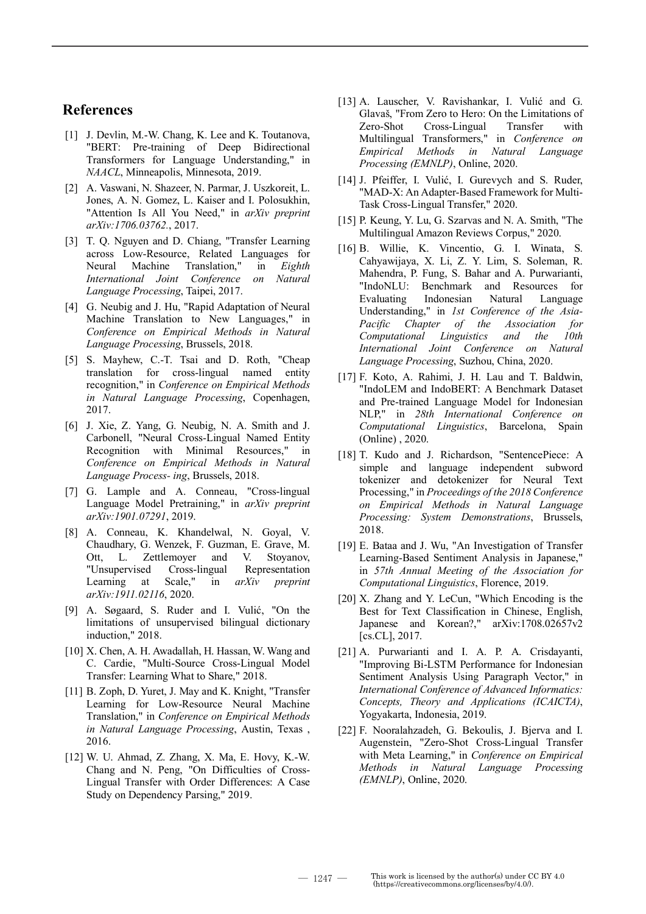## References

[1] J. Devlin, M.-W. Chang, K. Lee and K. Toutanova, "BERT: Pre-training of Deep Bidirectional Transformers for Language Understanding," in *NAACL*, Minneapolis, Minnesota, 2019.

[2] A. Vaswani, N. Shazeer, N. Parmar, J. Uszkoreit, L. Jones, A. N. Gomez, L. Kaiser and I. Polosukhin, "Attention Is All You Need," in *arXiv preprint arXiv:1706.03762.*, 2017.

[3] T. Q. Nguyen and D. Chiang, "Transfer Learning across Low-Resource, Related Languages for Neural Machine Translation," in *Eighth International Joint Conference on Natural Language Processing*, Taipei, 2017.

[4] G. Neubig and J. Hu, "Rapid Adaptation of Neural Machine Translation to New Languages," in *Conference on Empirical Methods in Natural Language Processing*, Brussels, 2018.

[5] S. Mayhew, C.-T. Tsai and D. Roth, "Cheap translation for cross-lingual named entity recognition," in *Conference on Empirical Methods in Natural Language Processing*, Copenhagen, 2017.

[6] J. Xie, Z. Yang, G. Neubig, N. A. Smith and J. Carbonell, "Neural Cross-Lingual Named Entity Recognition with Minimal Resources," in *Conference on Empirical Methods in Natural Language Process- ing*, Brussels, 2018.

[7] G. Lample and A. Conneau, "Cross-lingual Language Model Pretraining," in *arXiv preprint arXiv:1901.07291*, 2019.

[8] A. Conneau, K. Khandelwal, N. Goyal, V. Chaudhary, G. Wenzek, F. Guzman, E. Grave, M. Ott, L. Zettlemoyer and V. Stoyanov, "Unsupervised Cross-lingual Representation Learning at Scale," in *arXiv preprint arXiv:1911.02116*, 2020.

[9] A. Søgaard, S. Ruder and I. Vulić, "On the limitations of unsupervised bilingual dictionary induction," 2018.

[10] X. Chen, A. H. Awadallah, H. Hassan, W. Wang and C. Cardie, "Multi-Source Cross-Lingual Model Transfer: Learning What to Share," 2018.

[11] B. Zoph, D. Yuret, J. May and K. Knight, "Transfer Learning for Low-Resource Neural Machine Translation," in *Conference on Empirical Methods in Natural Language Processing*, Austin, Texas , 2016.

[12] W. U. Ahmad, Z. Zhang, X. Ma, E. Hovy, K.-W. Chang and N. Peng, "On Difficulties of Cross-Lingual Transfer with Order Differences: A Case Study on Dependency Parsing," 2019.

[13] A. Lauscher, V. Ravishankar, I. Vulić and G. Glavaš, "From Zero to Hero: On the Limitations of Zero-Shot Cross-Lingual Transfer with Multilingual Transformers," in *Conference on Empirical Methods in Natural Language Processing (EMNLP)*, Online, 2020.

[14] J. Pfeiffer, I. Vulić, I. Gurevych and S. Ruder, "MAD-X: An Adapter-Based Framework for Multi-Task Cross-Lingual Transfer," 2020.

[15] P. Keung, Y. Lu, G. Szarvas and N. A. Smith, "The Multilingual Amazon Reviews Corpus," 2020.

[16] B. Willie, K. Vincentio, G. I. Winata, S. Cahyawijaya, X. Li, Z. Y. Lim, S. Soleman, R. Mahendra, P. Fung, S. Bahar and A. Purwarianti, "IndoNLU: Benchmark and Resources for Evaluating Indonesian Natural Language Understanding," in *1st Conference of the Asia-Pacific Chapter of the Association for Computational Linguistics and the 10th International Joint Conference on Natural Language Processing*, Suzhou, China, 2020.

[17] F. Koto, A. Rahimi, J. H. Lau and T. Baldwin, "IndoLEM and IndoBERT: A Benchmark Dataset and Pre-trained Language Model for Indonesian NLP," in *28th International Conference on Computational Linguistics*, Barcelona, Spain (Online) , 2020.

[18] T. Kudo and J. Richardson, "SentencePiece: A simple and language independent subword tokenizer and detokenizer for Neural Text Processing," in *Proceedings of the 2018 Conference on Empirical Methods in Natural Language Processing: System Demonstrations*, Brussels, 2018.

[19] E. Bataa and J. Wu, "An Investigation of Transfer Learning-Based Sentiment Analysis in Japanese," in *57th Annual Meeting of the Association for Computational Linguistics*, Florence, 2019.

[20] X. Zhang and Y. LeCun, "Which Encoding is the Best for Text Classification in Chinese, English, Japanese and Korean?," arXiv:1708.02657v2 [cs.CL], 2017.

[21] A. Purwarianti and I. A. P. A. Crisdayanti, "Improving Bi-LSTM Performance for Indonesian Sentiment Analysis Using Paragraph Vector," in *International Conference of Advanced Informatics: Concepts, Theory and Applications (ICAICTA)*, Yogyakarta, Indonesia, 2019.

[22] F. Nooralahzadeh, G. Bekoulis, J. Bjerva and I. Augenstein, "Zero-Shot Cross-Lingual Transfer with Meta Learning," in *Conference on Empirical Methods in Natural Language Processing (EMNLP)*, Online, 2020.

This work is licensed by the author(s) under CC BY 4.0 (https://creativecommons.org/licenses/by/4.0/).